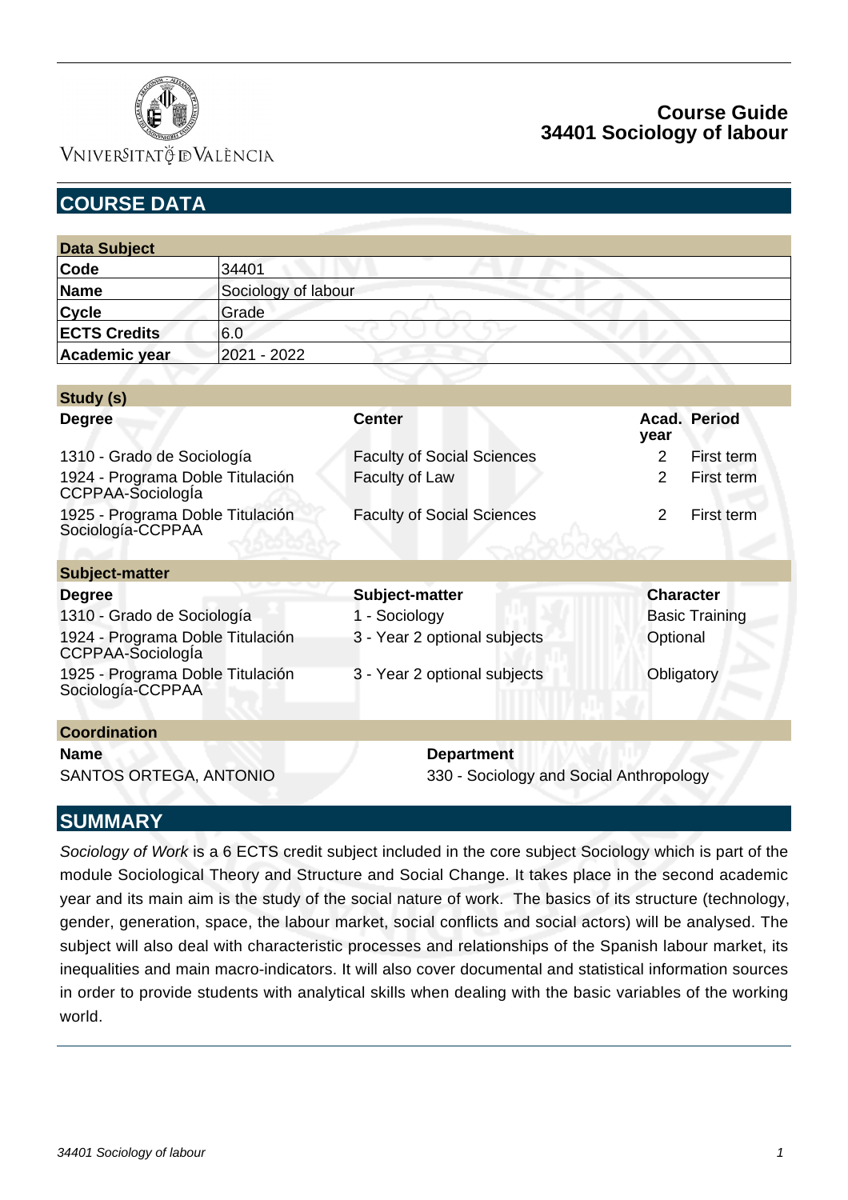# Course Guide
## 34401 Sociology of labour

## COURSE DATA

| Data Subject | |
|---|---|
| **Code** | 34401 |
| **Name** | Sociology of labour |
| **Cycle** | Grade |
| **ECTS Credits** | 6.0 |
| **Academic year** | 2021 - 2022 |

**Study (s)**

| Degree | Center | Acad. year | Period |
|---|---|---|---|
| 1310 - Grado de Sociología | Faculty of Social Sciences | 2 | First term |
| 1924 - Programa Doble Titulación CCPPAA-Sociología | Faculty of Law | 2 | First term |
| 1925 - Programa Doble Titulación Sociología-CCPPAA | Faculty of Social Sciences | 2 | First term |

**Subject-matter**

| Degree | Subject-matter | Character |
|---|---|---|
| 1310 - Grado de Sociología | 1 - Sociology | Basic Training |
| 1924 - Programa Doble Titulación CCPPAA-Sociología | 3 - Year 2 optional subjects | Optional |
| 1925 - Programa Doble Titulación Sociología-CCPPAA | 3 - Year 2 optional subjects | Obligatory |

**Coordination**

| Name | Department |
|---|---|
| SANTOS ORTEGA, ANTONIO | 330 - Sociology and Social Anthropology |

## SUMMARY

*Sociology of Work* is a 6 ECTS credit subject included in the core subject Sociology which is part of the module Sociological Theory and Structure and Social Change. It takes place in the second academic year and its main aim is the study of the social nature of work. The basics of its structure (technology, gender, generation, space, the labour market, social conflicts and social actors) will be analysed. The subject will also deal with characteristic processes and relationships of the Spanish labour market, its inequalities and main macro-indicators. It will also cover documental and statistical information sources in order to provide students with analytical skills when dealing with the basic variables of the working world.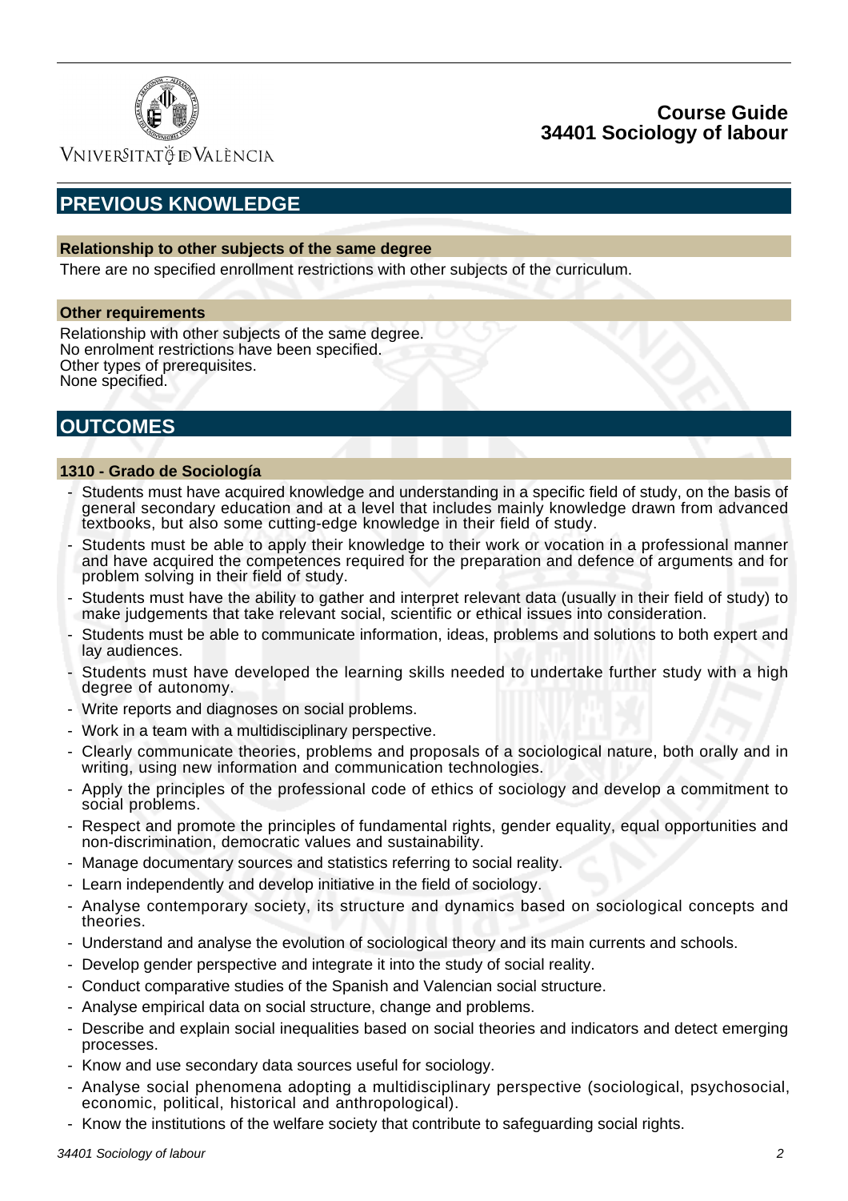## PREVIOUS KNOWLEDGE

### Relationship to other subjects of the same degree

There are no specified enrollment restrictions with other subjects of the curriculum.

### Other requirements

Relationship with other subjects of the same degree.
No enrolment restrictions have been specified.
Other types of prerequisites.
None specified.

## OUTCOMES

### 1310 - Grado de Sociología

- Students must have acquired knowledge and understanding in a specific field of study, on the basis of general secondary education and at a level that includes mainly knowledge drawn from advanced textbooks, but also some cutting-edge knowledge in their field of study.
- Students must be able to apply their knowledge to their work or vocation in a professional manner and have acquired the competences required for the preparation and defence of arguments and for problem solving in their field of study.
- Students must have the ability to gather and interpret relevant data (usually in their field of study) to make judgements that take relevant social, scientific or ethical issues into consideration.
- Students must be able to communicate information, ideas, problems and solutions to both expert and lay audiences.
- Students must have developed the learning skills needed to undertake further study with a high degree of autonomy.
- Write reports and diagnoses on social problems.
- Work in a team with a multidisciplinary perspective.
- Clearly communicate theories, problems and proposals of a sociological nature, both orally and in writing, using new information and communication technologies.
- Apply the principles of the professional code of ethics of sociology and develop a commitment to social problems.
- Respect and promote the principles of fundamental rights, gender equality, equal opportunities and non-discrimination, democratic values and sustainability.
- Manage documentary sources and statistics referring to social reality.
- Learn independently and develop initiative in the field of sociology.
- Analyse contemporary society, its structure and dynamics based on sociological concepts and theories.
- Understand and analyse the evolution of sociological theory and its main currents and schools.
- Develop gender perspective and integrate it into the study of social reality.
- Conduct comparative studies of the Spanish and Valencian social structure.
- Analyse empirical data on social structure, change and problems.
- Describe and explain social inequalities based on social theories and indicators and detect emerging processes.
- Know and use secondary data sources useful for sociology.
- Analyse social phenomena adopting a multidisciplinary perspective (sociological, psychosocial, economic, political, historical and anthropological).
- Know the institutions of the welfare society that contribute to safeguarding social rights.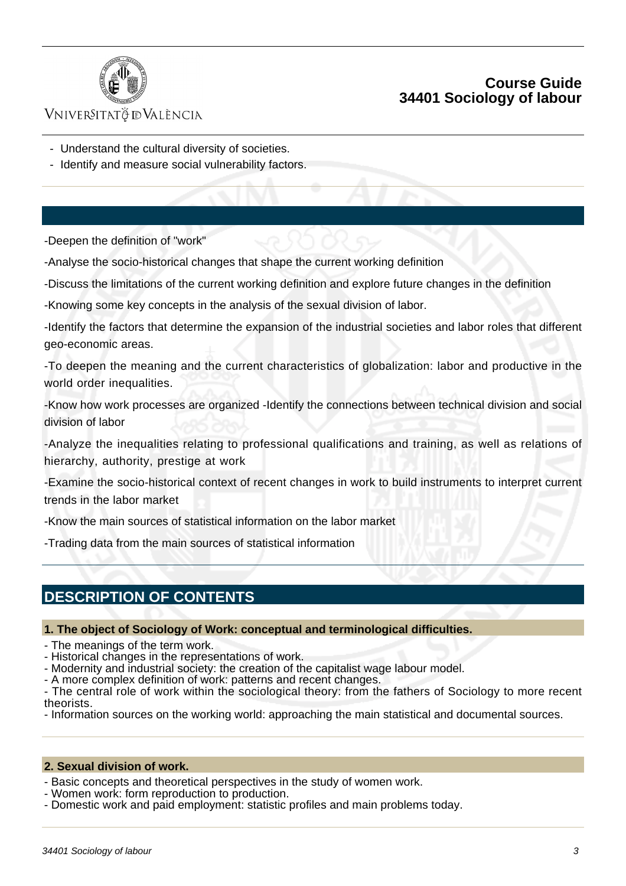- Understand the cultural diversity of societies.
- Identify and measure social vulnerability factors.

-Deepen the definition of "work"

-Analyse the socio-historical changes that shape the current working definition

-Discuss the limitations of the current working definition and explore future changes in the definition

-Knowing some key concepts in the analysis of the sexual division of labor.

-Identify the factors that determine the expansion of the industrial societies and labor roles that different geo-economic areas.

-To deepen the meaning and the current characteristics of globalization: labor and productive in the world order inequalities.

-Know how work processes are organized -Identify the connections between technical division and social division of labor

-Analyze the inequalities relating to professional qualifications and training, as well as relations of hierarchy, authority, prestige at work

-Examine the socio-historical context of recent changes in work to build instruments to interpret current trends in the labor market

-Know the main sources of statistical information on the labor market

-Trading data from the main sources of statistical information

## DESCRIPTION OF CONTENTS

### 1. The object of Sociology of Work: conceptual and terminological difficulties.

- The meanings of the term work.
- Historical changes in the representations of work.
- Modernity and industrial society: the creation of the capitalist wage labour model.
- A more complex definition of work: patterns and recent changes.
- The central role of work within the sociological theory: from the fathers of Sociology to more recent theorists.
- Information sources on the working world: approaching the main statistical and documental sources.

### 2. Sexual division of work.

- Basic concepts and theoretical perspectives in the study of women work.
- Women work: form reproduction to production.
- Domestic work and paid employment: statistic profiles and main problems today.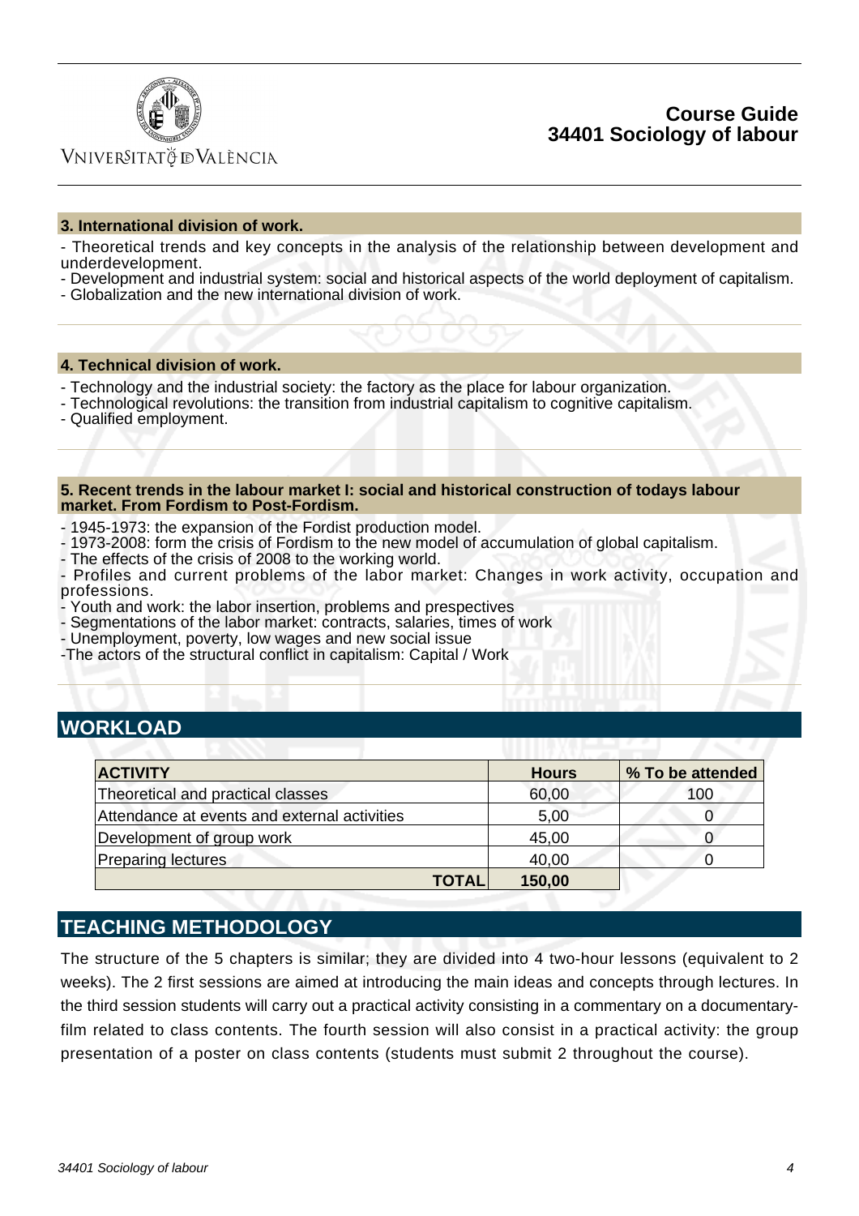### 3. International division of work.

- Theoretical trends and key concepts in the analysis of the relationship between development and underdevelopment.
- Development and industrial system: social and historical aspects of the world deployment of capitalism.
- Globalization and the new international division of work.

### 4. Technical division of work.

- Technology and the industrial society: the factory as the place for labour organization.
- Technological revolutions: the transition from industrial capitalism to cognitive capitalism.
- Qualified employment.

### 5. Recent trends in the labour market I: social and historical construction of todays labour market. From Fordism to Post-Fordism.

- 1945-1973: the expansion of the Fordist production model.
- 1973-2008: form the crisis of Fordism to the new model of accumulation of global capitalism.
- The effects of the crisis of 2008 to the working world.
- Profiles and current problems of the labor market: Changes in work activity, occupation and professions.
- Youth and work: the labor insertion, problems and prespectives
- Segmentations of the labor market: contracts, salaries, times of work
- Unemployment, poverty, low wages and new social issue
-The actors of the structural conflict in capitalism: Capital / Work

## WORKLOAD

| ACTIVITY | Hours | % To be attended |
|---|---|---|
| Theoretical and practical classes | 60,00 | 100 |
| Attendance at events and external activities | 5,00 | 0 |
| Development of group work | 45,00 | 0 |
| Preparing lectures | 40,00 | 0 |
| **TOTAL** | **150,00** | |

## TEACHING METHODOLOGY

The structure of the 5 chapters is similar; they are divided into 4 two-hour lessons (equivalent to 2 weeks). The 2 first sessions are aimed at introducing the main ideas and concepts through lectures. In the third session students will carry out a practical activity consisting in a commentary on a documentary-film related to class contents. The fourth session will also consist in a practical activity: the group presentation of a poster on class contents (students must submit 2 throughout the course).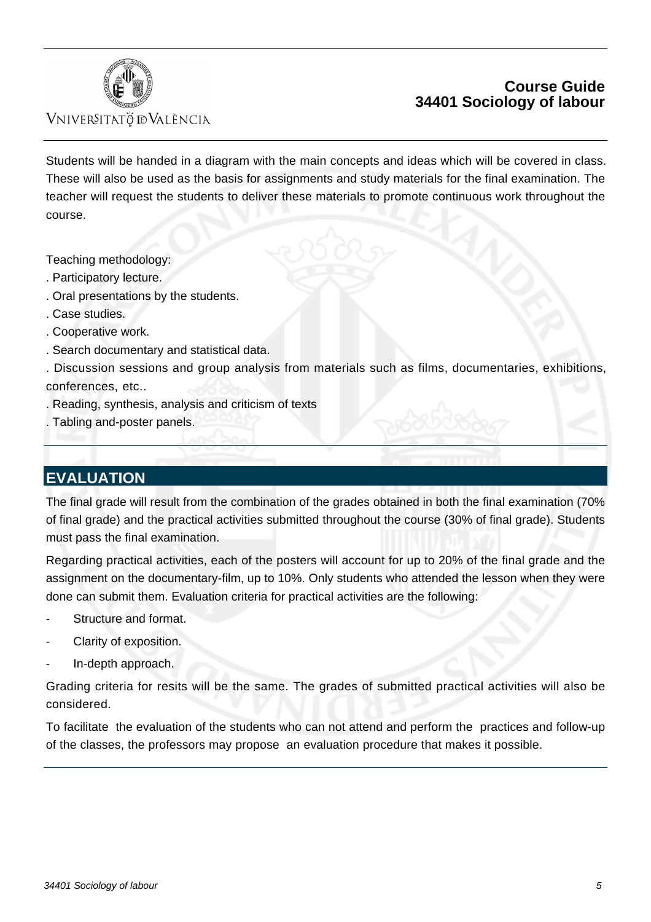Students will be handed in a diagram with the main concepts and ideas which will be covered in class. These will also be used as the basis for assignments and study materials for the final examination. The teacher will request the students to deliver these materials to promote continuous work throughout the course.

Teaching methodology:

. Participatory lecture.

. Oral presentations by the students.

. Case studies.

. Cooperative work.

. Search documentary and statistical data.

. Discussion sessions and group analysis from materials such as films, documentaries, exhibitions, conferences, etc..

. Reading, synthesis, analysis and criticism of texts

. Tabling and-poster panels.

## EVALUATION

The final grade will result from the combination of the grades obtained in both the final examination (70% of final grade) and the practical activities submitted throughout the course (30% of final grade). Students must pass the final examination.

Regarding practical activities, each of the posters will account for up to 20% of the final grade and the assignment on the documentary-film, up to 10%. Only students who attended the lesson when they were done can submit them. Evaluation criteria for practical activities are the following:

- Structure and format.
- Clarity of exposition.
- In-depth approach.

Grading criteria for resits will be the same. The grades of submitted practical activities will also be considered.

To facilitate the evaluation of the students who can not attend and perform the practices and follow-up of the classes, the professors may propose an evaluation procedure that makes it possible.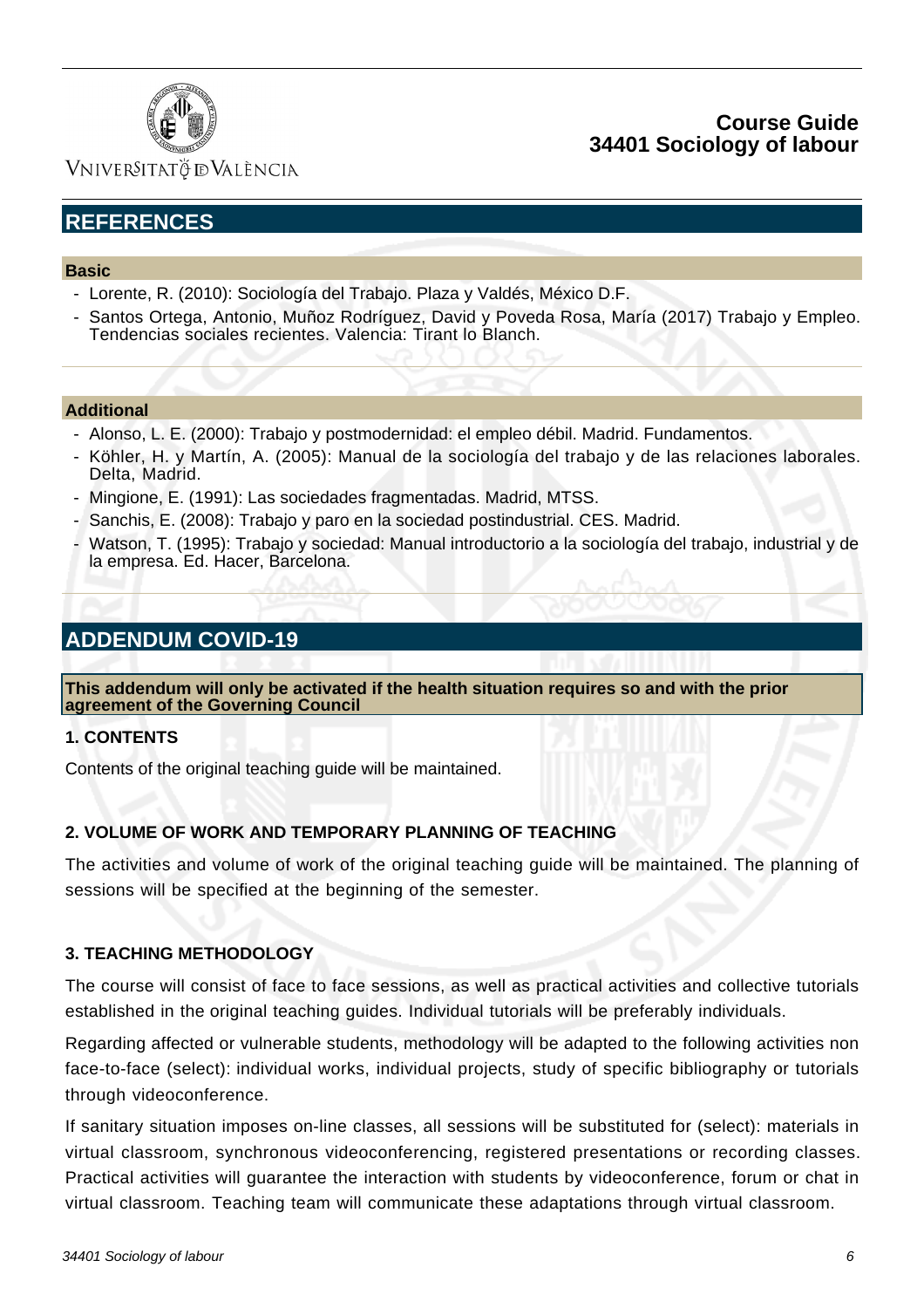## REFERENCES

### Basic

- Lorente, R. (2010): Sociología del Trabajo. Plaza y Valdés, México D.F.
- Santos Ortega, Antonio, Muñoz Rodríguez, David y Poveda Rosa, María (2017) Trabajo y Empleo. Tendencias sociales recientes. Valencia: Tirant lo Blanch.

### Additional

- Alonso, L. E. (2000): Trabajo y postmodernidad: el empleo débil. Madrid. Fundamentos.
- Köhler, H. y Martín, A. (2005): Manual de la sociología del trabajo y de las relaciones laborales. Delta, Madrid.
- Mingione, E. (1991): Las sociedades fragmentadas. Madrid, MTSS.
- Sanchis, E. (2008): Trabajo y paro en la sociedad postindustrial. CES. Madrid.
- Watson, T. (1995): Trabajo y sociedad: Manual introductorio a la sociología del trabajo, industrial y de la empresa. Ed. Hacer, Barcelona.

## ADDENDUM COVID-19

**This addendum will only be activated if the health situation requires so and with the prior agreement of the Governing Council**

**1. CONTENTS**

Contents of the original teaching guide will be maintained.

**2. VOLUME OF WORK AND TEMPORARY PLANNING OF TEACHING**

The activities and volume of work of the original teaching guide will be maintained. The planning of sessions will be specified at the beginning of the semester.

**3. TEACHING METHODOLOGY**

The course will consist of face to face sessions, as well as practical activities and collective tutorials established in the original teaching guides. Individual tutorials will be preferably individuals.

Regarding affected or vulnerable students, methodology will be adapted to the following activities non face-to-face (select): individual works, individual projects, study of specific bibliography or tutorials through videoconference.

If sanitary situation imposes on-line classes, all sessions will be substituted for (select): materials in virtual classroom, synchronous videoconferencing, registered presentations or recording classes. Practical activities will guarantee the interaction with students by videoconference, forum or chat in virtual classroom. Teaching team will communicate these adaptations through virtual classroom.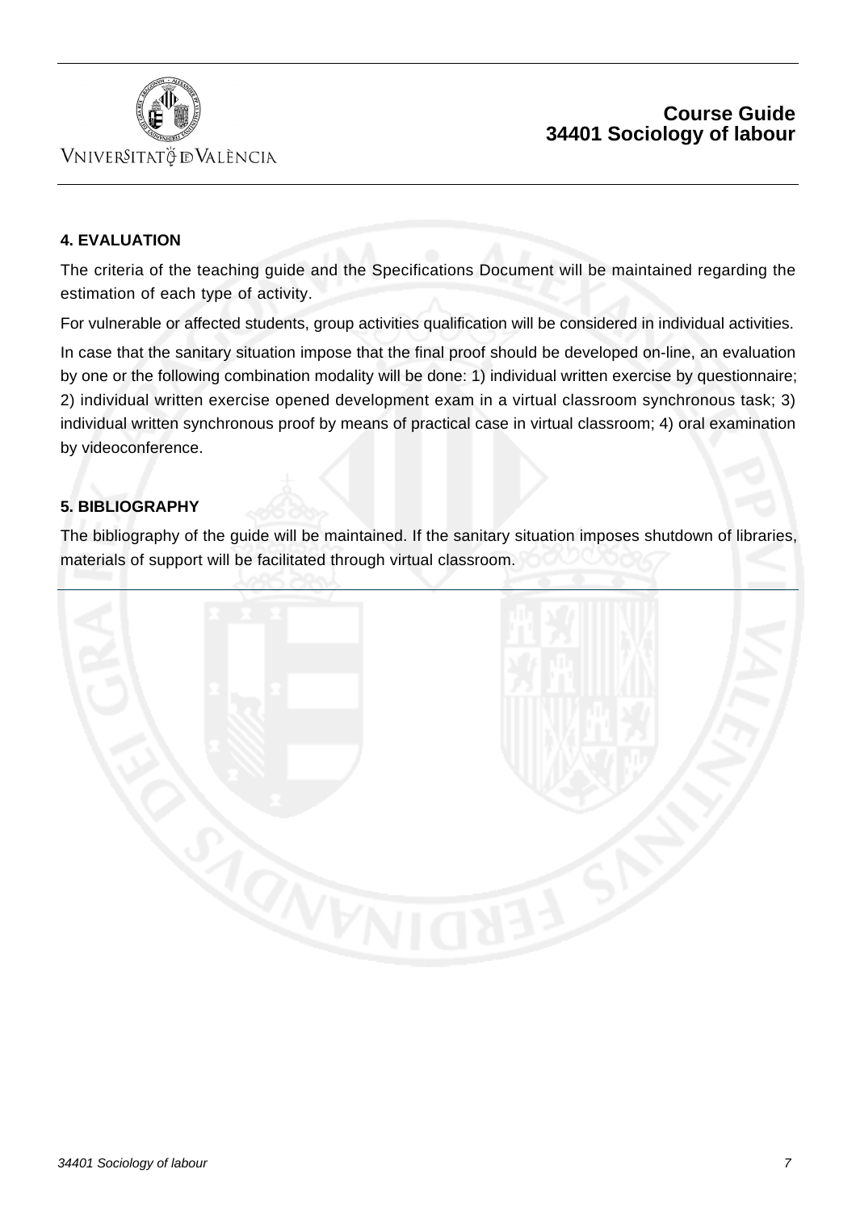## 4. EVALUATION

The criteria of the teaching guide and the Specifications Document will be maintained regarding the estimation of each type of activity.

For vulnerable or affected students, group activities qualification will be considered in individual activities.

In case that the sanitary situation impose that the final proof should be developed on-line, an evaluation by one or the following combination modality will be done: 1) individual written exercise by questionnaire; 2) individual written exercise opened development exam in a virtual classroom synchronous task; 3) individual written synchronous proof by means of practical case in virtual classroom; 4) oral examination by videoconference.

## 5. BIBLIOGRAPHY

The bibliography of the guide will be maintained. If the sanitary situation imposes shutdown of libraries, materials of support will be facilitated through virtual classroom.